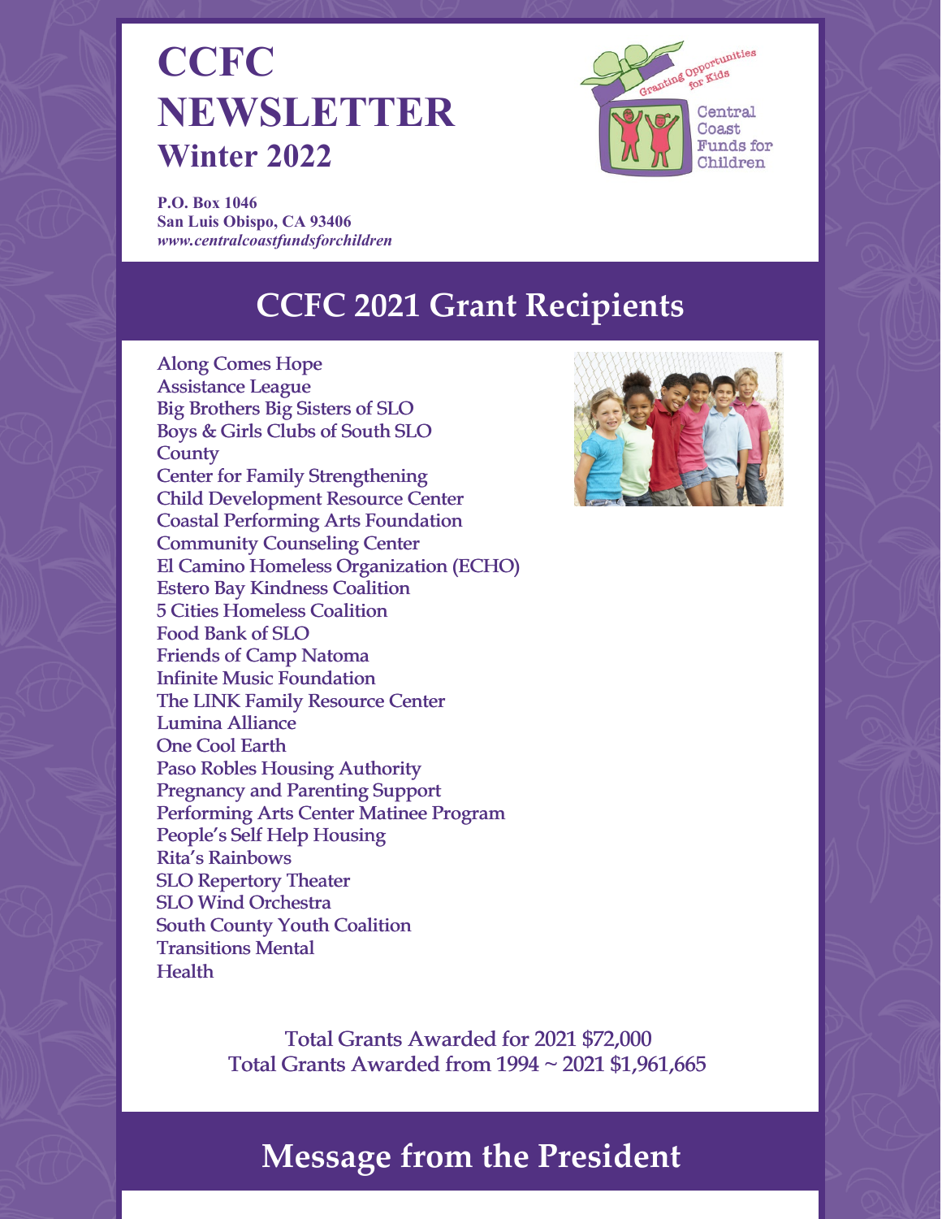# CCFC NEWSLETTER
## Winter 2022

**P.O. Box 1046**
**San Luis Obispo, CA 93406**
***www.centralcoastfundsforchildren***

Granting Opportunities for Kids

Central Coast Funds for Children

## CCFC 2021 Grant Recipients

- Along Comes Hope
- Assistance League
- Big Brothers Big Sisters of SLO
- Boys & Girls Clubs of South SLO County
- Center for Family Strengthening
- Child Development Resource Center
- Coastal Performing Arts Foundation
- Community Counseling Center
- El Camino Homeless Organization (ECHO)
- Estero Bay Kindness Coalition
- 5 Cities Homeless Coalition
- Food Bank of SLO
- Friends of Camp Natoma
- Infinite Music Foundation
- The LINK Family Resource Center
- Lumina Alliance
- One Cool Earth
- Paso Robles Housing Authority
- Pregnancy and Parenting Support
- Performing Arts Center Matinee Program
- People's Self Help Housing
- Rita's Rainbows
- SLO Repertory Theater
- SLO Wind Orchestra
- South County Youth Coalition
- Transitions Mental Health

Total Grants Awarded for 2021 $72,000
Total Grants Awarded from 1994 ~ 2021 $1,961,665

## Message from the President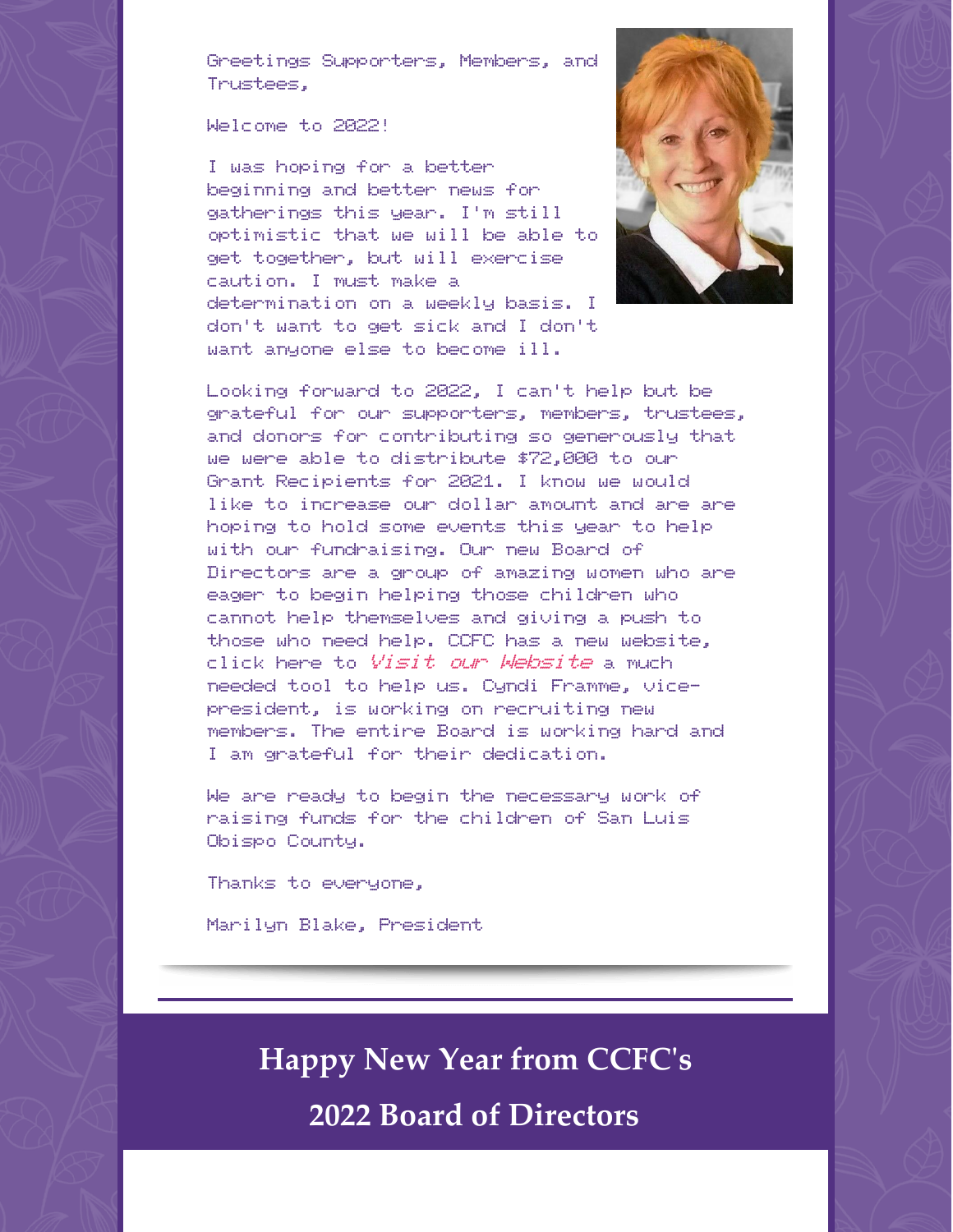Greetings Supporters, Members, and Trustees,

Welcome to 2022!

I was hoping for a better beginning and better news for gatherings this year. I'm still optimistic that we will be able to get together, but will exercise caution. I must make a determination on a weekly basis. I don't want to get sick and I don't want anyone else to become ill.

Looking forward to 2022, I can't help but be grateful for our supporters, members, trustees, and donors for contributing so generously that we were able to distribute $72,000 to our Grant Recipients for 2021. I know we would like to increase our dollar amount and are are hoping to hold some events this year to help with our fundraising. Our new Board of Directors are a group of amazing women who are eager to begin helping those children who cannot help themselves and giving a push to those who need help. CCFC has a new website, click here to *Visit our Website* a much needed tool to help us. Cyndi Framme, vice-president, is working on recruiting new members. The entire Board is working hard and I am grateful for their dedication.

We are ready to begin the necessary work of raising funds for the children of San Luis Obispo County.

Thanks to everyone,

Marilyn Blake, President

## Happy New Year from CCFC's

## 2022 Board of Directors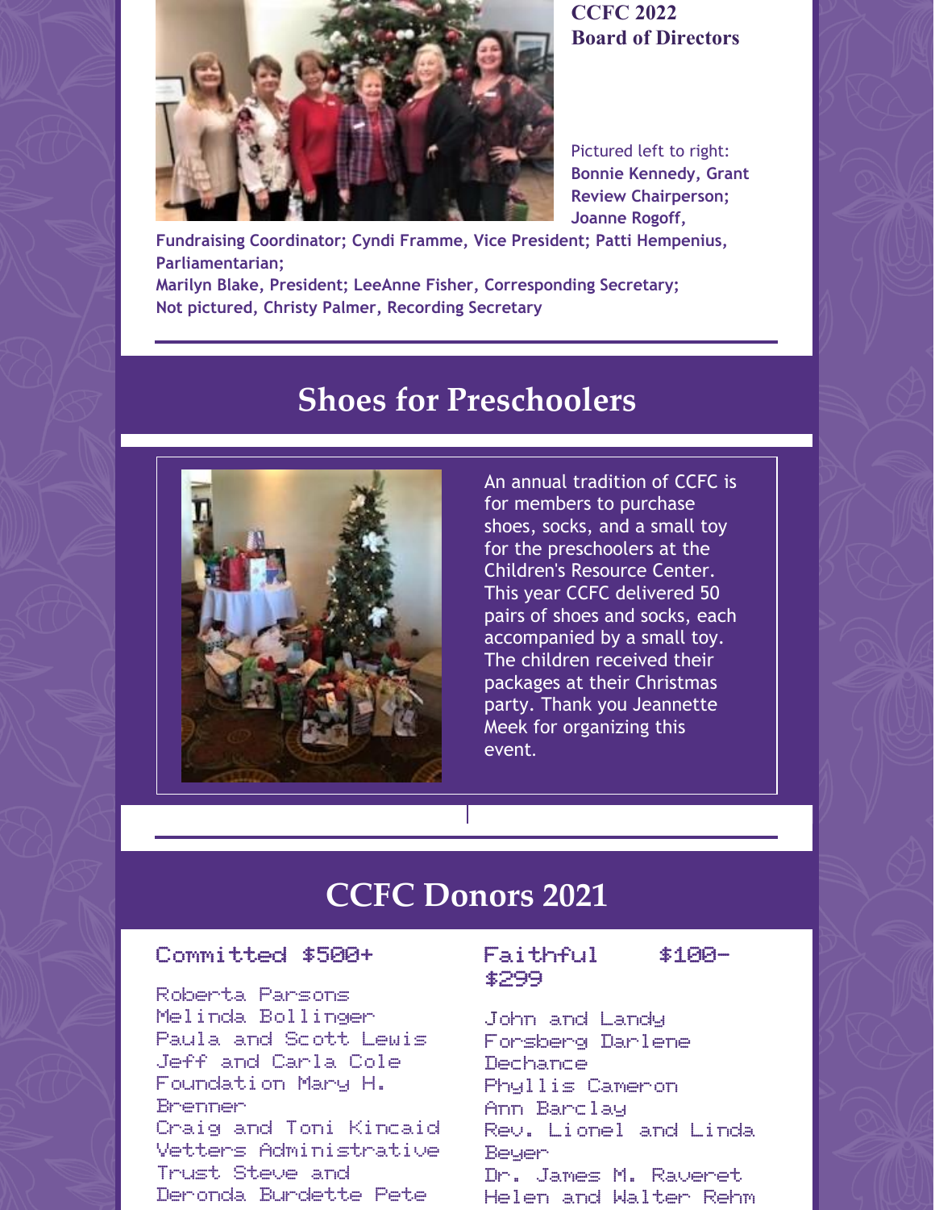**CCFC 2022**
**Board of Directors**

Pictured left to right:
**Bonnie Kennedy, Grant Review Chairperson; Joanne Rogoff, Fundraising Coordinator; Cyndi Framme, Vice President; Patti Hempenius, Parliamentarian;**
**Marilyn Blake, President; LeeAnne Fisher, Corresponding Secretary;**
**Not pictured, Christy Palmer, Recording Secretary**

## Shoes for Preschoolers

An annual tradition of CCFC is for members to purchase shoes, socks, and a small toy for the preschoolers at the Children's Resource Center. This year CCFC delivered 50 pairs of shoes and socks, each accompanied by a small toy. The children received their packages at their Christmas party. Thank you Jeannette Meek for organizing this event.

## CCFC Donors 2021

### Committed $500+

Roberta Parsons
Melinda Bollinger
Paula and Scott Lewis
Jeff and Carla Cole
Foundation Mary H. Brenner
Craig and Toni Kincaid
Vetters Administrative Trust Steve and Deronda Burdette Pete

### Faithful $100-$299

John and Landy Forsberg Darlene Dechance
Phyllis Cameron
Ann Barclay
Rev. Lionel and Linda Beyer
Dr. James M. Raveret
Helen and Walter Rehm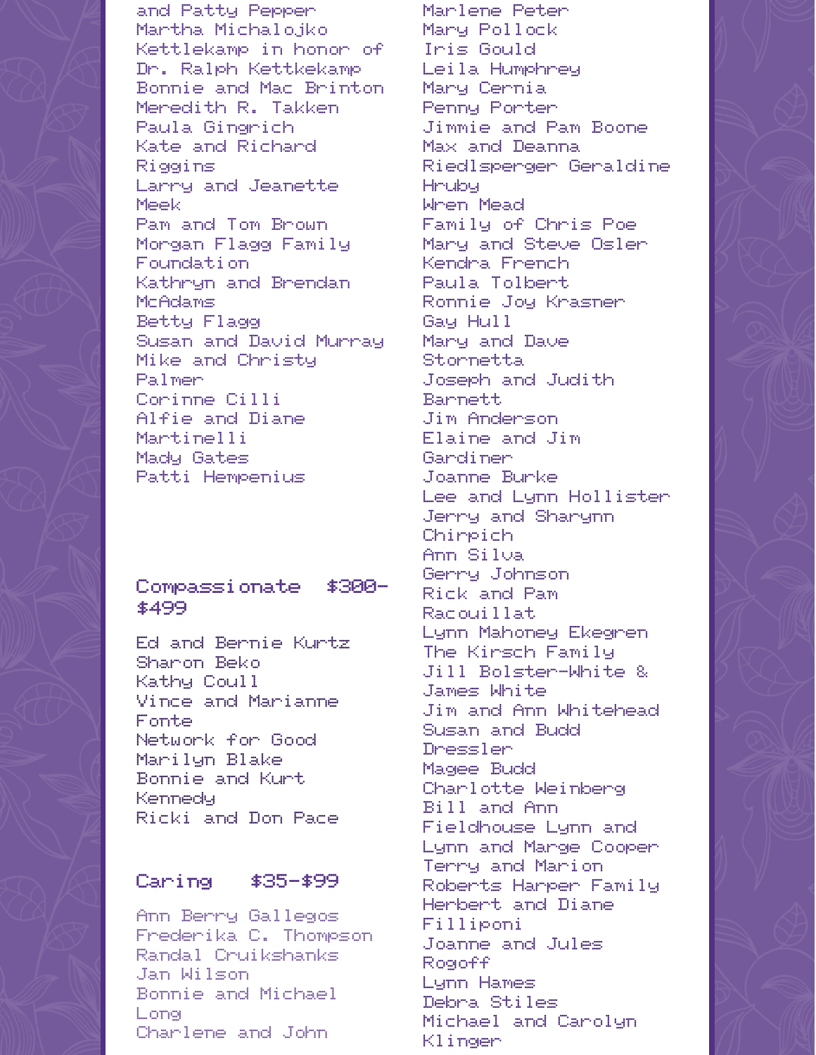and Patty Pepper
Martha Michalojko
Kettlekamp in honor of Dr. Ralph Kettkekamp
Bonnie and Mac Brinton
Meredith R. Takken
Paula Gingrich
Kate and Richard Riggins
Larry and Jeanette Meek
Pam and Tom Brown
Morgan Flagg Family Foundation
Kathryn and Brendan McAdams
Betty Flagg
Susan and David Murray
Mike and Christy Palmer
Corinne Cilli
Alfie and Diane Martinelli
Mady Gates
Patti Hempenius

## Compassionate $300-$499

Ed and Bernie Kurtz
Sharon Beko
Kathy Coull
Vince and Marianne Fonte
Network for Good
Marilyn Blake
Bonnie and Kurt Kennedy
Ricki and Don Pace

## Caring $35-$99

Ann Berry Gallegos
Frederika C. Thompson
Randal Cruikshanks
Jan Wilson
Bonnie and Michael Long
Charlene and John
Marlene Peter
Mary Pollock
Iris Gould
Leila Humphrey
Mary Cernia
Penny Porter
Jimmie and Pam Boone
Max and Deanna Riedlsperger Geraldine Hruby
Wren Mead
Family of Chris Poe
Mary and Steve Osler
Kendra French
Paula Tolbert
Ronnie Joy Krasner
Gay Hull
Mary and Dave Stornetta
Joseph and Judith Barnett
Jim Anderson
Elaine and Jim Gardiner
Joanne Burke
Lee and Lynn Hollister
Jerry and Sharynn Chirpich
Ann Silva
Gerry Johnson
Rick and Pam Racouillat
Lynn Mahoney Ekegren
The Kirsch Family
Jill Bolster-White & James White
Jim and Ann Whitehead
Susan and Budd Dressler
Magee Budd
Charlotte Weinberg
Bill and Ann Fieldhouse Lynn and Lynn and Marge Cooper
Terry and Marion Roberts Harper Family
Herbert and Diane Filliponi
Joanne and Jules Rogoff
Lynn Hames
Debra Stiles
Michael and Carolyn Klinger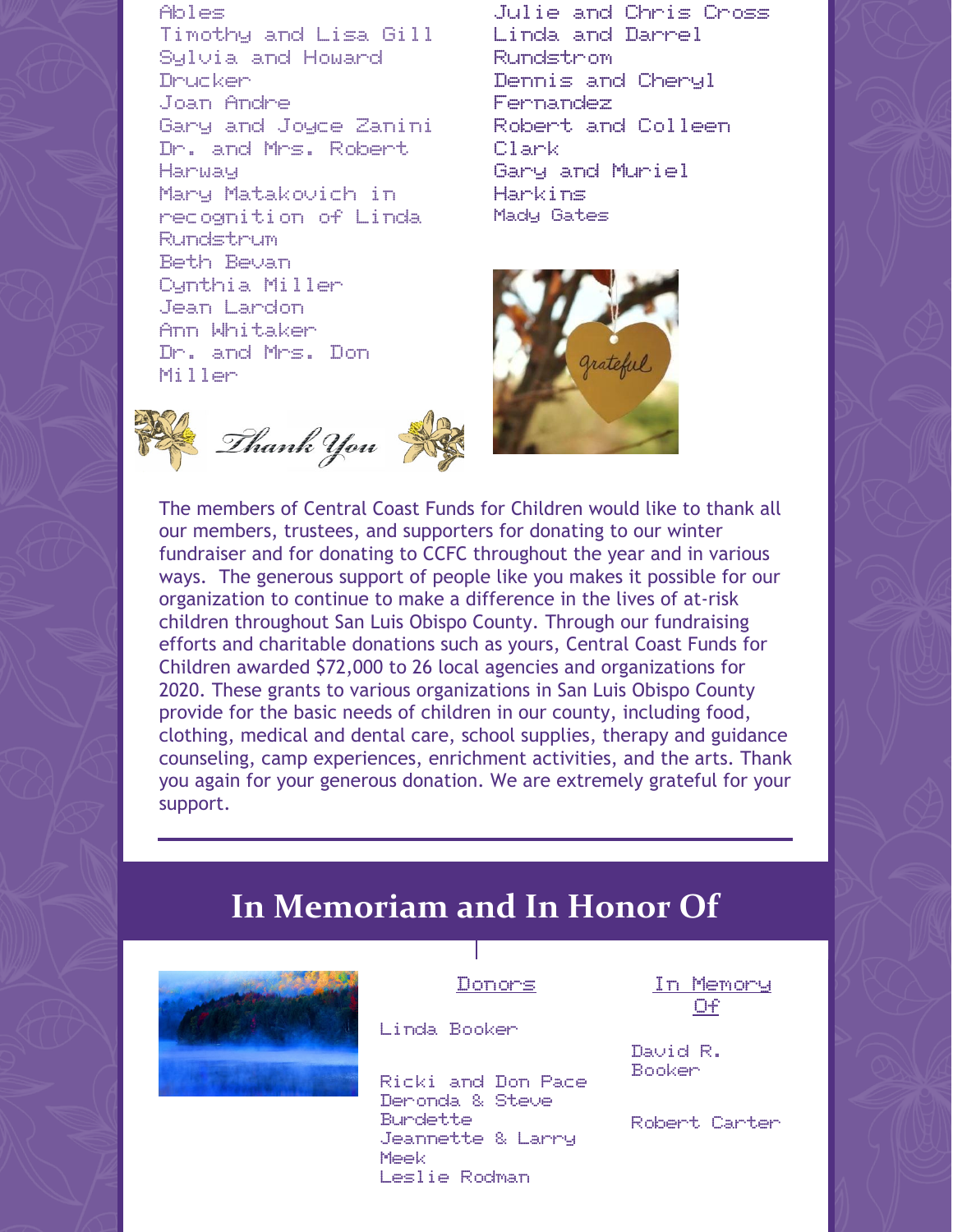Ables
Timothy and Lisa Gill
Sylvia and Howard Drucker
Joan Andre
Gary and Joyce Zanini
Dr. and Mrs. Robert Harway
Mary Matakovich in recognition of Linda Rundstrum
Beth Bevan
Cynthia Miller
Jean Lardon
Ann Whitaker
Dr. and Mrs. Don Miller

Julie and Chris Cross
Linda and Darrel Rundstrom
Dennis and Cheryl Fernandez
Robert and Colleen Clark
Gary and Muriel Harkins
Mady Gates

*Thank You*

The members of Central Coast Funds for Children would like to thank all our members, trustees, and supporters for donating to our winter fundraiser and for donating to CCFC throughout the year and in various ways. The generous support of people like you makes it possible for our organization to continue to make a difference in the lives of at-risk children throughout San Luis Obispo County. Through our fundraising efforts and charitable donations such as yours, Central Coast Funds for Children awarded $72,000 to 26 local agencies and organizations for 2020. These grants to various organizations in San Luis Obispo County provide for the basic needs of children in our county, including food, clothing, medical and dental care, school supplies, therapy and guidance counseling, camp experiences, enrichment activities, and the arts. Thank you again for your generous donation. We are extremely grateful for your support.

## In Memoriam and In Honor Of

| Donors | In Memory Of |
| --- | --- |
| Linda Booker | David R. Booker |
| Ricki and Don Pace<br>Deronda & Steve Burdette<br>Jeannette & Larry Meek<br>Leslie Rodman | Robert Carter |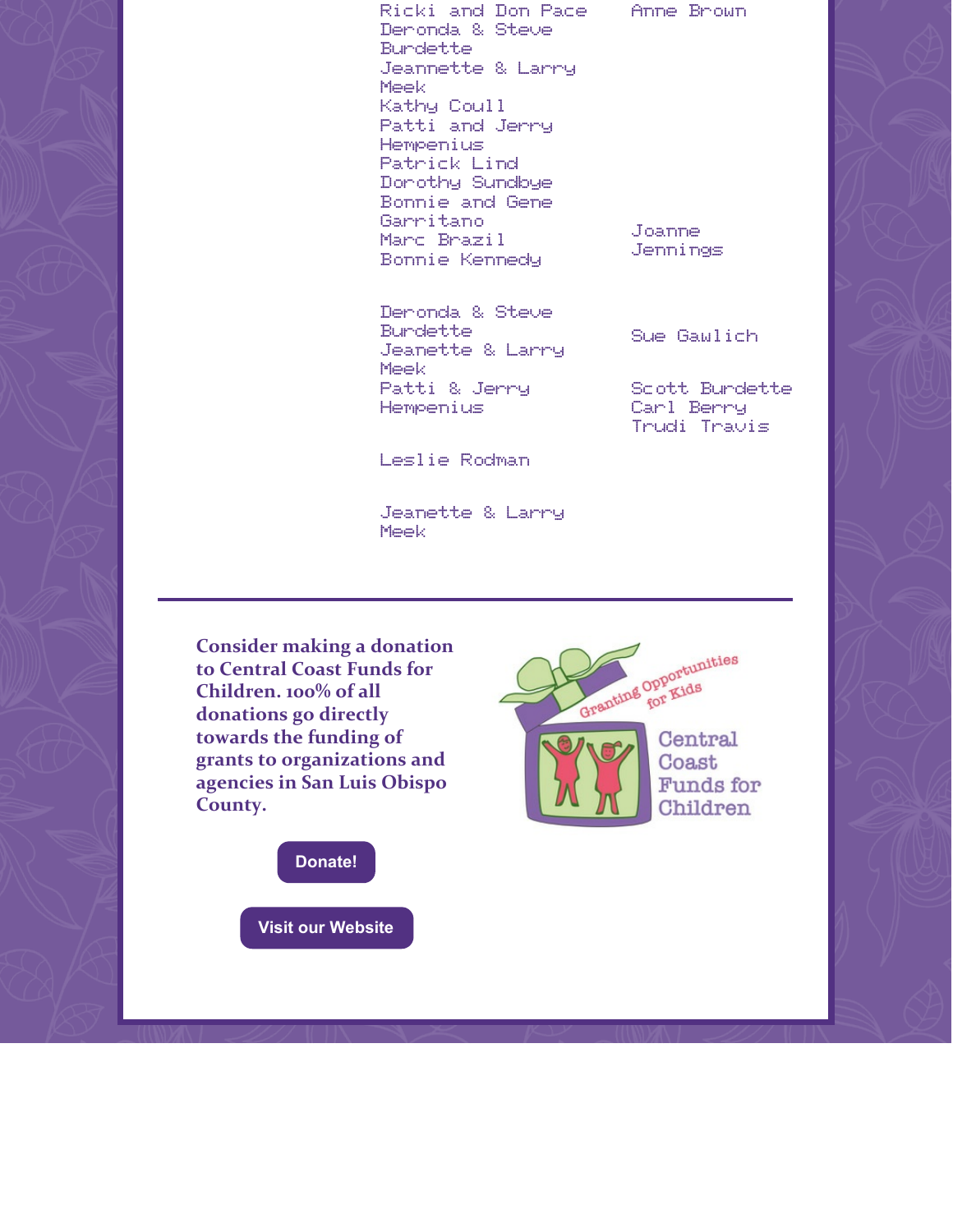| | |
|---|---|
| Ricki and Don Pace<br>Deronda & Steve Burdette<br>Jeannette & Larry Meek<br>Kathy Coull<br>Patti and Jerry Hempenius<br>Patrick Lind<br>Dorothy Sundbye<br>Bonnie and Gene Garritano<br>Marc Brazil<br>Bonnie Kennedy | Anne Brown<br><br>Joanne Jennings |
| Deronda & Steve Burdette<br>Jeanette & Larry Meek<br>Patti & Jerry Hempenius | Sue Gawlich<br><br>Scott Burdette<br>Carl Berry<br>Trudi Travis |
| Leslie Rodman | |
| Jeanette & Larry Meek | |

---

**Consider making a donation to Central Coast Funds for Children. 100% of all donations go directly towards the funding of grants to organizations and agencies in San Luis Obispo County.**

Granting Opportunities for Kids

Central Coast Funds for Children

Donate!

Visit our Website